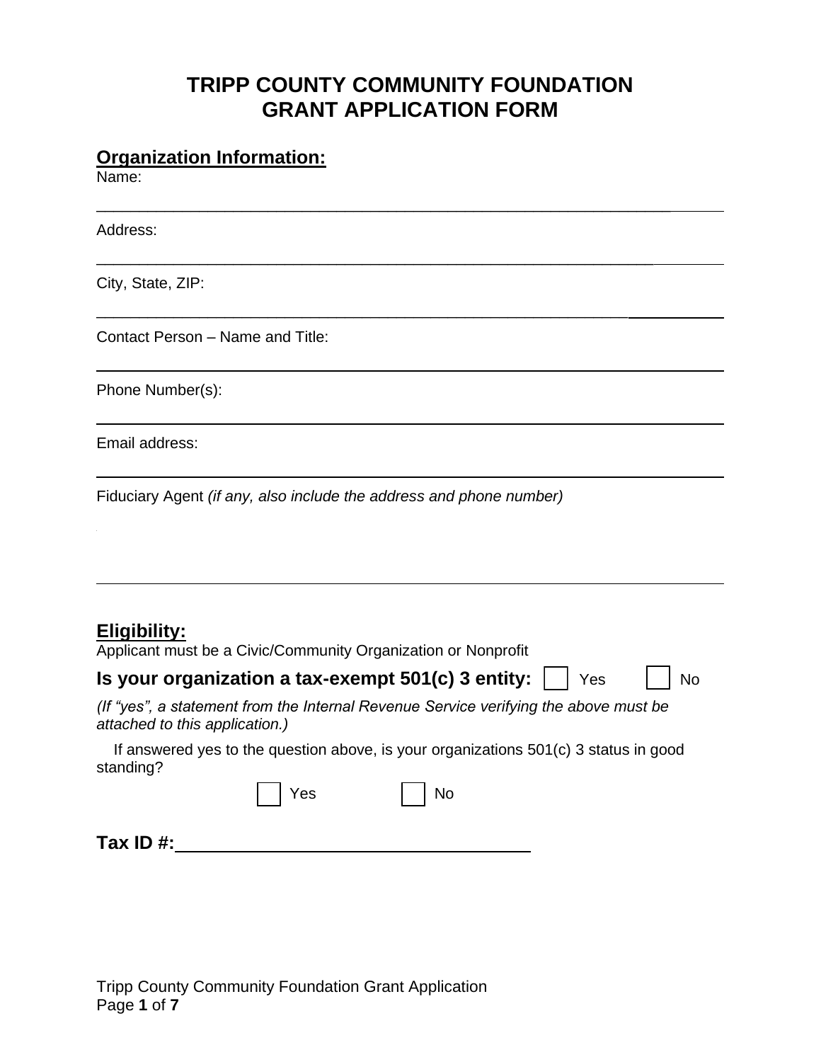# TRIPP COUNTY COMMUNITY FOUNDATION
# GRANT APPLICATION FORM

## Organization Information:

Name:

\_\_\_\_\_\_\_\_\_\_\_\_\_\_\_\_\_\_\_\_\_\_\_\_\_\_\_\_\_\_\_\_\_\_\_\_\_\_\_\_\_\_\_\_\_\_\_\_\_\_\_\_\_\_\_\_\_\_\_\_

Address:

\_\_\_\_\_\_\_\_\_\_\_\_\_\_\_\_\_\_\_\_\_\_\_\_\_\_\_\_\_\_\_\_\_\_\_\_\_\_\_\_\_\_\_\_\_\_\_\_\_\_\_\_\_\_\_\_\_\_\_\_

City, State, ZIP:

\_\_\_\_\_\_\_\_\_\_\_\_\_\_\_\_\_\_\_\_\_\_\_\_\_\_\_\_\_\_\_\_\_\_\_\_\_\_\_\_\_\_\_\_\_\_\_\_\_\_\_\_\_\_\_\_\_\_\_\_

Contact Person – Name and Title:

\_\_\_\_\_\_\_\_\_\_\_\_\_\_\_\_\_\_\_\_\_\_\_\_\_\_\_\_\_\_\_\_\_\_\_\_\_\_\_\_\_\_\_\_\_\_\_\_\_\_\_\_\_\_\_\_\_\_\_\_

Phone Number(s):

\_\_\_\_\_\_\_\_\_\_\_\_\_\_\_\_\_\_\_\_\_\_\_\_\_\_\_\_\_\_\_\_\_\_\_\_\_\_\_\_\_\_\_\_\_\_\_\_\_\_\_\_\_\_\_\_\_\_\_\_

Email address:

\_\_\_\_\_\_\_\_\_\_\_\_\_\_\_\_\_\_\_\_\_\_\_\_\_\_\_\_\_\_\_\_\_\_\_\_\_\_\_\_\_\_\_\_\_\_\_\_\_\_\_\_\_\_\_\_\_\_\_\_

Fiduciary Agent *(if any, also include the address and phone number)*

\_\_\_\_\_\_\_\_\_\_\_\_\_\_\_\_\_\_\_\_\_\_\_\_\_\_\_\_\_\_\_\_\_\_\_\_\_\_\_\_\_\_\_\_\_\_\_\_\_\_\_\_\_\_\_\_\_\_\_\_

## Eligibility:

Applicant must be a Civic/Community Organization or Nonprofit

**Is your organization a tax-exempt 501(c) 3 entity:** ☐ Yes ☐ No

*(If "yes", a statement from the Internal Revenue Service verifying the above must be attached to this application.)*

If answered yes to the question above, is your organizations 501(c) 3 status in good standing?

☐ Yes ☐ No

**Tax ID #:**\_\_\_\_\_\_\_\_\_\_\_\_\_\_\_\_\_\_\_\_\_\_\_\_\_\_\_\_\_\_\_\_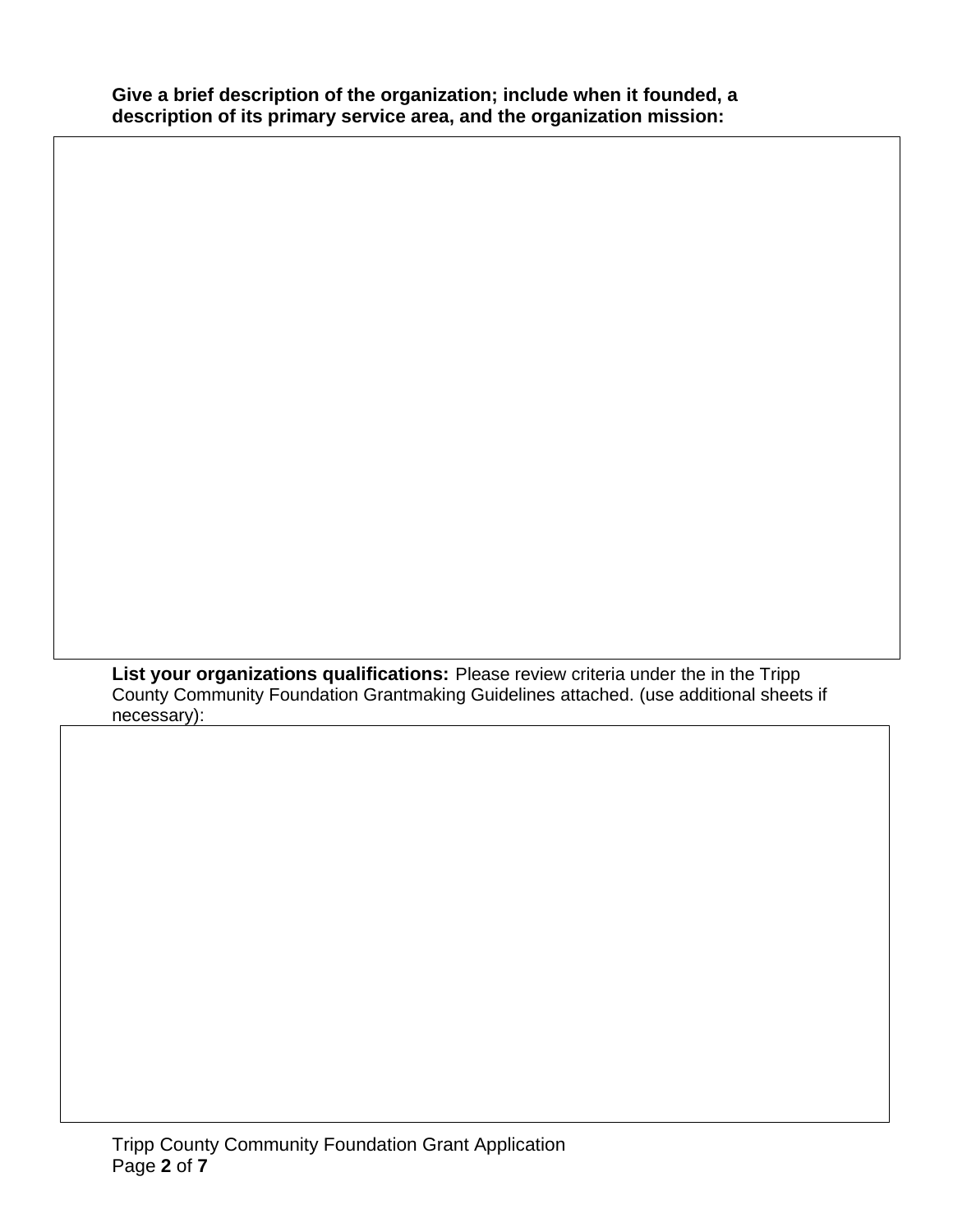**Give a brief description of the organization; include when it founded, a description of its primary service area, and the organization mission:**

**List your organizations qualifications:** Please review criteria under the in the Tripp County Community Foundation Grantmaking Guidelines attached. (use additional sheets if necessary):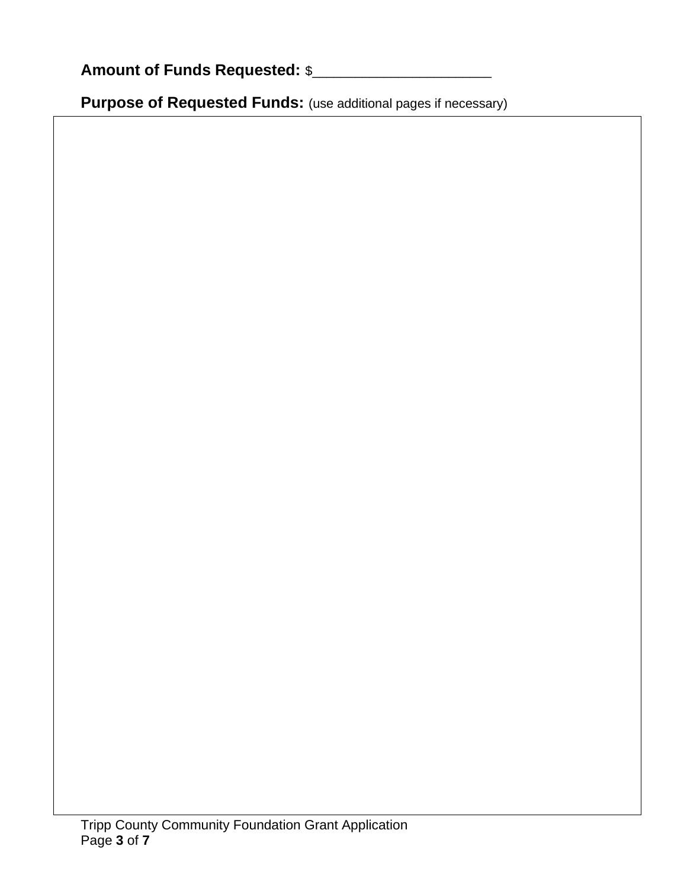**Amount of Funds Requested:** $______________________

**Purpose of Requested Funds:** (use additional pages if necessary)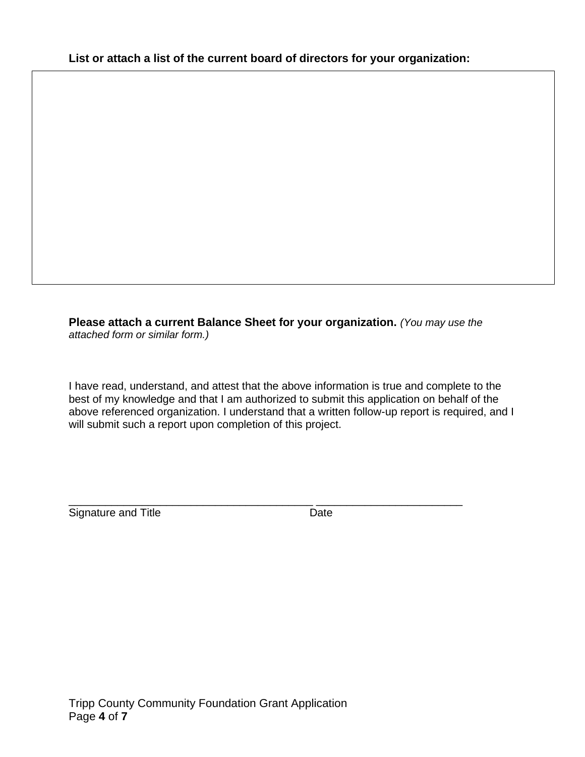**List or attach a list of the current board of directors for your organization:**

**Please attach a current Balance Sheet for your organization.** *(You may use the attached form or similar form.)*

I have read, understand, and attest that the above information is true and complete to the best of my knowledge and that I am authorized to submit this application on behalf of the above referenced organization. I understand that a written follow-up report is required, and I will submit such a report upon completion of this project.

_________________________________________ ________________________

Signature and Title Date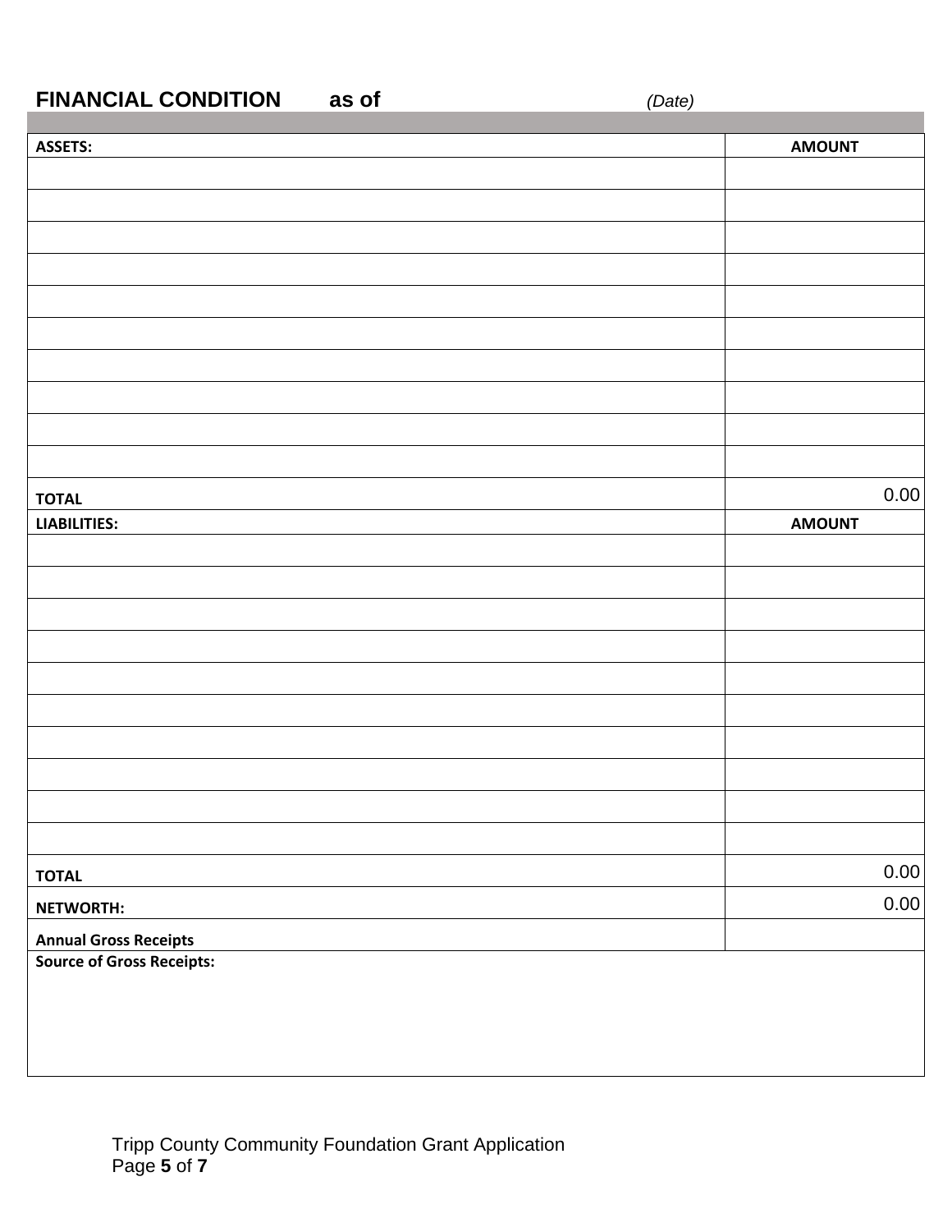## FINANCIAL CONDITION as of *(Date)*

| ASSETS: | AMOUNT |
|---|---|
| | |
| | |
| | |
| | |
| | |
| | |
| | |
| | |
| | |
| | |
| **TOTAL** | 0.00 |
| **LIABILITIES:** | **AMOUNT** |
| | |
| | |
| | |
| | |
| | |
| | |
| | |
| | |
| | |
| | |
| **TOTAL** | 0.00 |
| **NETWORTH:** | 0.00 |
| **Annual Gross Receipts** | |
| **Source of Gross Receipts:** | |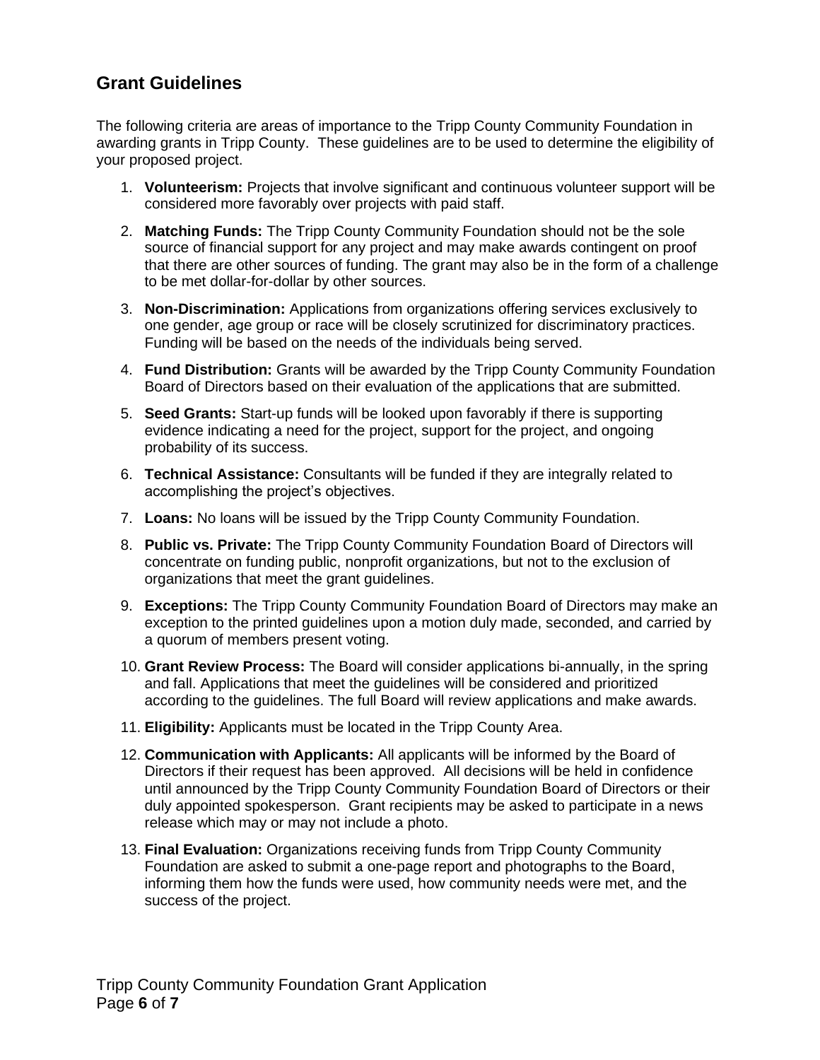## Grant Guidelines

The following criteria are areas of importance to the Tripp County Community Foundation in awarding grants in Tripp County. These guidelines are to be used to determine the eligibility of your proposed project.

1. **Volunteerism:** Projects that involve significant and continuous volunteer support will be considered more favorably over projects with paid staff.
2. **Matching Funds:** The Tripp County Community Foundation should not be the sole source of financial support for any project and may make awards contingent on proof that there are other sources of funding. The grant may also be in the form of a challenge to be met dollar-for-dollar by other sources.
3. **Non-Discrimination:** Applications from organizations offering services exclusively to one gender, age group or race will be closely scrutinized for discriminatory practices. Funding will be based on the needs of the individuals being served.
4. **Fund Distribution:** Grants will be awarded by the Tripp County Community Foundation Board of Directors based on their evaluation of the applications that are submitted.
5. **Seed Grants:** Start-up funds will be looked upon favorably if there is supporting evidence indicating a need for the project, support for the project, and ongoing probability of its success.
6. **Technical Assistance:** Consultants will be funded if they are integrally related to accomplishing the project's objectives.
7. **Loans:** No loans will be issued by the Tripp County Community Foundation.
8. **Public vs. Private:** The Tripp County Community Foundation Board of Directors will concentrate on funding public, nonprofit organizations, but not to the exclusion of organizations that meet the grant guidelines.
9. **Exceptions:** The Tripp County Community Foundation Board of Directors may make an exception to the printed guidelines upon a motion duly made, seconded, and carried by a quorum of members present voting.
10. **Grant Review Process:** The Board will consider applications bi-annually, in the spring and fall. Applications that meet the guidelines will be considered and prioritized according to the guidelines. The full Board will review applications and make awards.
11. **Eligibility:** Applicants must be located in the Tripp County Area.
12. **Communication with Applicants:** All applicants will be informed by the Board of Directors if their request has been approved. All decisions will be held in confidence until announced by the Tripp County Community Foundation Board of Directors or their duly appointed spokesperson. Grant recipients may be asked to participate in a news release which may or may not include a photo.
13. **Final Evaluation:** Organizations receiving funds from Tripp County Community Foundation are asked to submit a one-page report and photographs to the Board, informing them how the funds were used, how community needs were met, and the success of the project.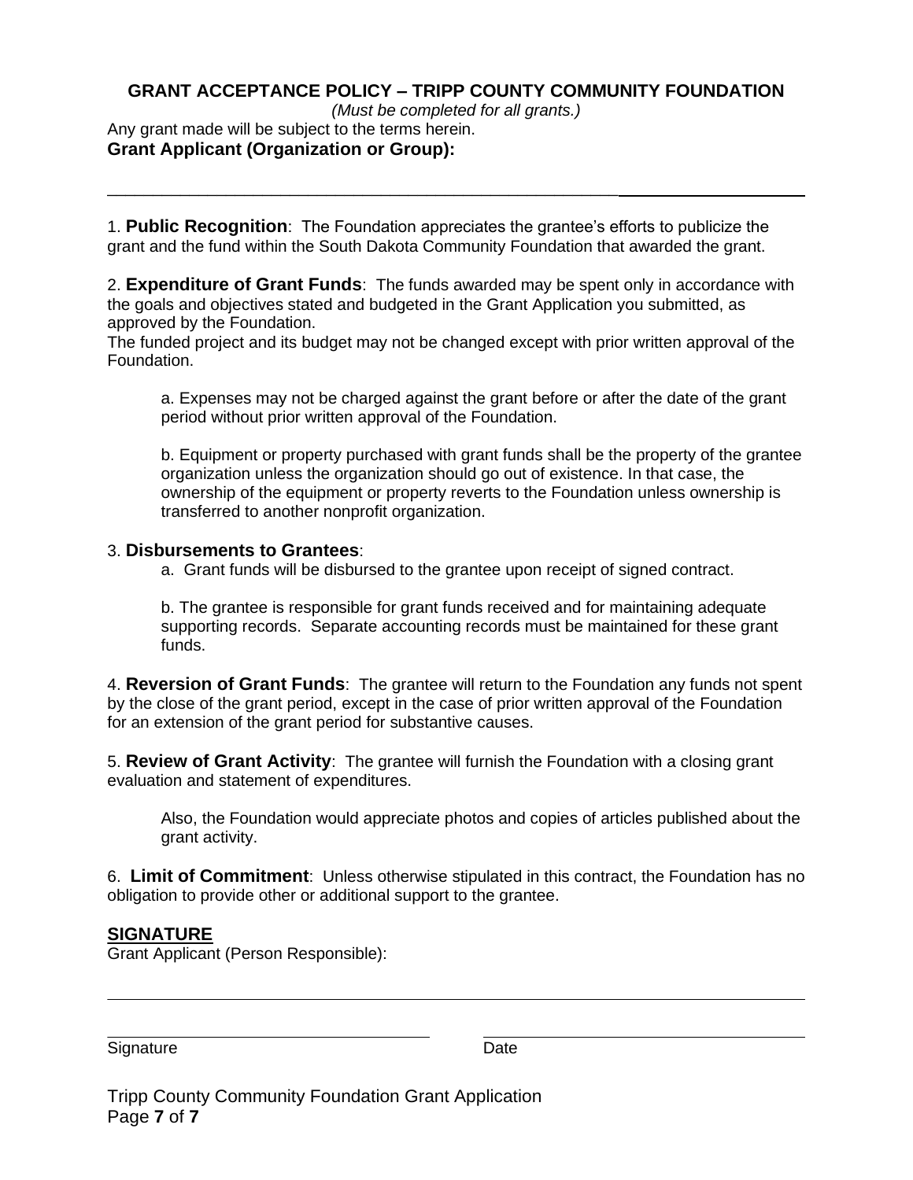## GRANT ACCEPTANCE POLICY – TRIPP COUNTY COMMUNITY FOUNDATION

*(Must be completed for all grants.)*

Any grant made will be subject to the terms herein.

**Grant Applicant (Organization or Group):**

\_\_\_\_\_\_\_\_\_\_\_\_\_\_\_\_\_\_\_\_\_\_\_\_\_\_\_\_\_\_\_\_\_\_\_\_\_\_\_\_\_\_\_\_\_\_\_\_\_\_\_\_\_\_\_\_\_\_\_\_\_\_\_\_\_\_\_\_\_\_

1. **Public Recognition**: The Foundation appreciates the grantee's efforts to publicize the grant and the fund within the South Dakota Community Foundation that awarded the grant.

2. **Expenditure of Grant Funds**: The funds awarded may be spent only in accordance with the goals and objectives stated and budgeted in the Grant Application you submitted, as approved by the Foundation.
The funded project and its budget may not be changed except with prior written approval of the Foundation.

   a. Expenses may not be charged against the grant before or after the date of the grant period without prior written approval of the Foundation.

   b. Equipment or property purchased with grant funds shall be the property of the grantee organization unless the organization should go out of existence. In that case, the ownership of the equipment or property reverts to the Foundation unless ownership is transferred to another nonprofit organization.

3. **Disbursements to Grantees**:

   a. Grant funds will be disbursed to the grantee upon receipt of signed contract.

   b. The grantee is responsible for grant funds received and for maintaining adequate supporting records. Separate accounting records must be maintained for these grant funds.

4. **Reversion of Grant Funds**: The grantee will return to the Foundation any funds not spent by the close of the grant period, except in the case of prior written approval of the Foundation for an extension of the grant period for substantive causes.

5. **Review of Grant Activity**: The grantee will furnish the Foundation with a closing grant evaluation and statement of expenditures.

   Also, the Foundation would appreciate photos and copies of articles published about the grant activity.

6. **Limit of Commitment**: Unless otherwise stipulated in this contract, the Foundation has no obligation to provide other or additional support to the grantee.

### SIGNATURE

Grant Applicant (Person Responsible):

\_\_\_\_\_\_\_\_\_\_\_\_\_\_\_\_\_\_\_\_\_\_\_\_\_\_\_\_\_\_\_\_\_\_\_\_\_\_\_\_\_\_\_\_\_\_\_\_\_\_\_\_\_\_\_\_\_\_\_\_\_\_\_\_\_\_\_\_\_\_

\_\_\_\_\_\_\_\_\_\_\_\_\_\_\_\_\_\_\_\_\_\_\_\_\_\_\_\_\_\_\_\_ \_\_\_\_\_\_\_\_\_\_\_\_\_\_\_\_\_\_\_\_\_\_\_\_\_\_\_\_\_\_\_\_

Signature Date

Tripp County Community Foundation Grant Application